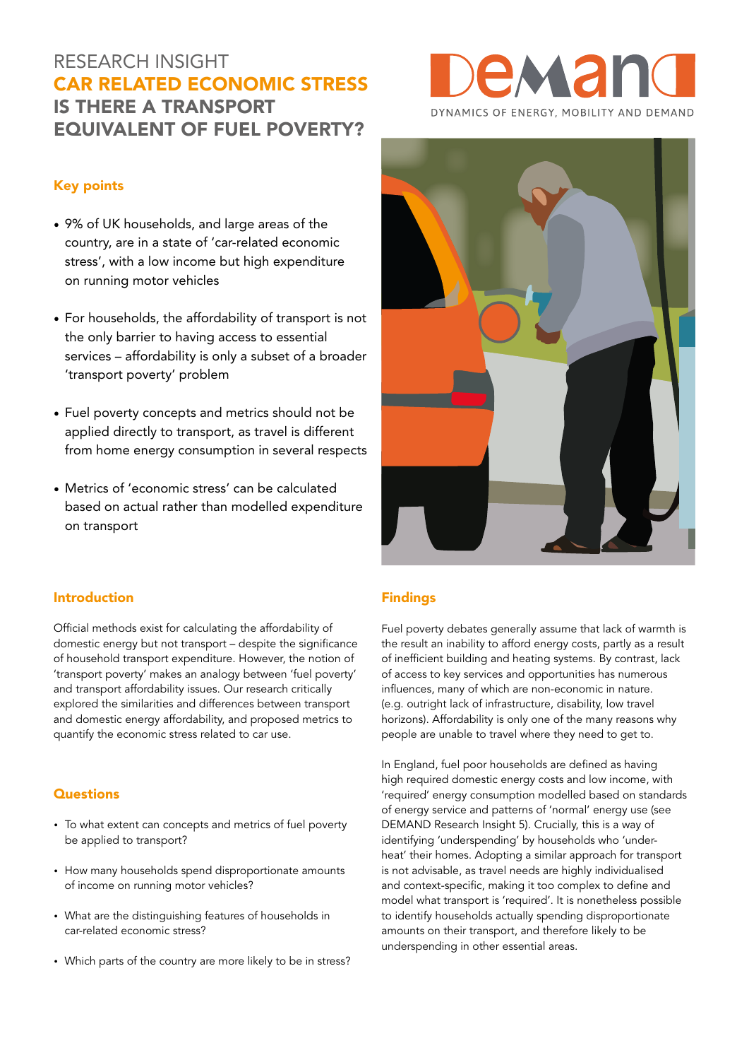# RESEARCH INSIGHT

# CAR RELATED ECONOMIC STRESS

## IS THERE A TRANSPORT EQUIVALENT OF FUEL POVERTY?

DEMAND

DYNAMICS OF ENERGY, MOBILITY AND DEMAND

### Key points

- 9% of UK households, and large areas of the country, are in a state of 'car-related economic stress', with a low income but high expenditure on running motor vehicles
- For households, the affordability of transport is not the only barrier to having access to essential services – affordability is only a subset of a broader 'transport poverty' problem
- Fuel poverty concepts and metrics should not be applied directly to transport, as travel is different from home energy consumption in several respects
- Metrics of 'economic stress' can be calculated based on actual rather than modelled expenditure on transport

### Introduction

Official methods exist for calculating the affordability of domestic energy but not transport – despite the significance of household transport expenditure. However, the notion of 'transport poverty' makes an analogy between 'fuel poverty' and transport affordability issues. Our research critically explored the similarities and differences between transport and domestic energy affordability, and proposed metrics to quantify the economic stress related to car use.

### Questions

- To what extent can concepts and metrics of fuel poverty be applied to transport?
- How many households spend disproportionate amounts of income on running motor vehicles?
- What are the distinguishing features of households in car-related economic stress?
- Which parts of the country are more likely to be in stress?

### Findings

Fuel poverty debates generally assume that lack of warmth is the result an inability to afford energy costs, partly as a result of inefficient building and heating systems. By contrast, lack of access to key services and opportunities has numerous influences, many of which are non-economic in nature. (e.g. outright lack of infrastructure, disability, low travel horizons). Affordability is only one of the many reasons why people are unable to travel where they need to get to.

In England, fuel poor households are defined as having high required domestic energy costs and low income, with 'required' energy consumption modelled based on standards of energy service and patterns of 'normal' energy use (see DEMAND Research Insight 5). Crucially, this is a way of identifying 'underspending' by households who 'under-heat' their homes. Adopting a similar approach for transport is not advisable, as travel needs are highly individualised and context-specific, making it too complex to define and model what transport is 'required'. It is nonetheless possible to identify households actually spending disproportionate amounts on their transport, and therefore likely to be underspending in other essential areas.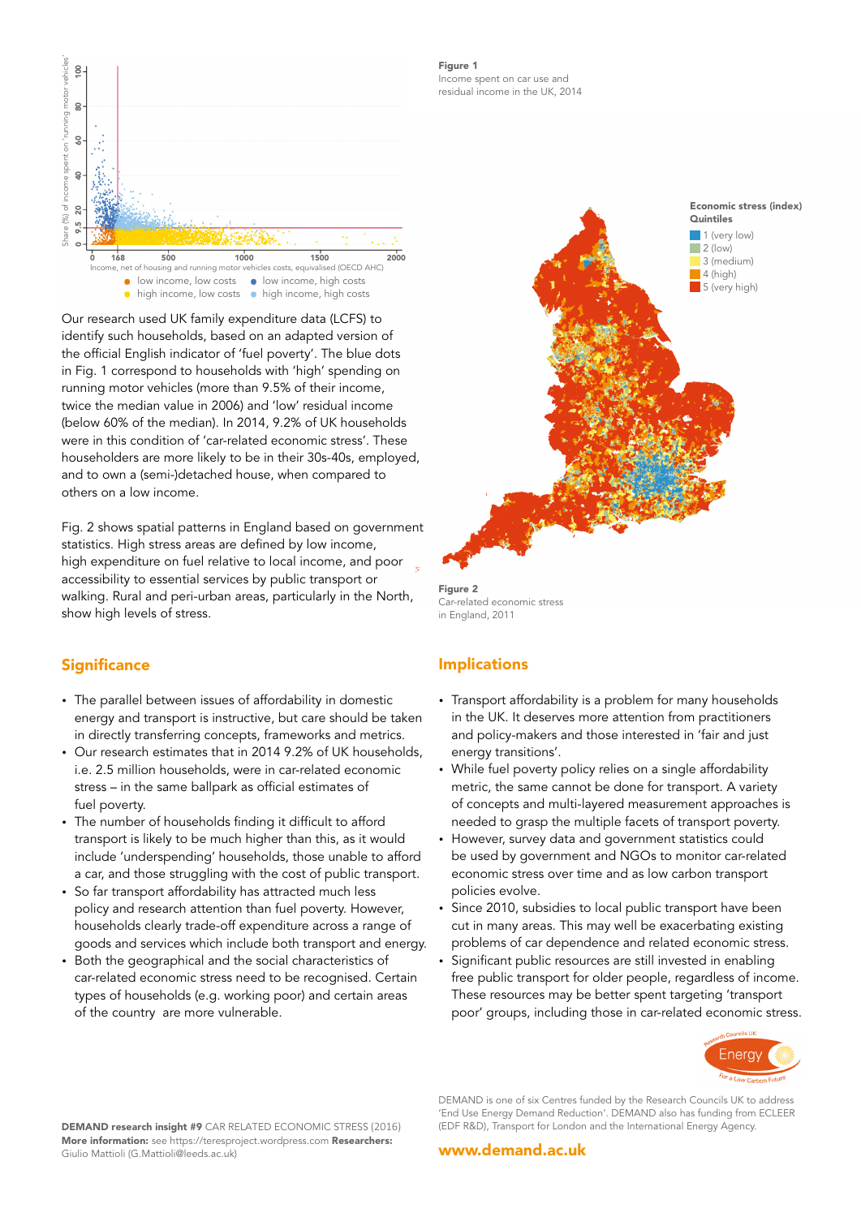Share (%) of income spent on 'running motor vehicles'

100
80
60
40
20
9.5
0

0 168 500 1000 1500 2000

Income, net of housing and running motor vehicles costs, equivalised (OECD AHC)

low income, low costs
low income, high costs
high income, low costs
high income, high costs

**Figure 1**
Income spent on car use and residual income in the UK, 2014

Economic stress (index) Quintiles
1 (very low)
2 (low)
3 (medium)
4 (high)
5 (very high)

**Figure 2**
Car-related economic stress in England, 2011

Our research used UK family expenditure data (LCFS) to identify such households, based on an adapted version of the official English indicator of 'fuel poverty'. The blue dots in Fig. 1 correspond to households with 'high' spending on running motor vehicles (more than 9.5% of their income, twice the median value in 2006) and 'low' residual income (below 60% of the median). In 2014, 9.2% of UK households were in this condition of 'car-related economic stress'. These householders are more likely to be in their 30s-40s, employed, and to own a (semi-)detached house, when compared to others on a low income.

Fig. 2 shows spatial patterns in England based on government statistics. High stress areas are defined by low income, high expenditure on fuel relative to local income, and poor accessibility to essential services by public transport or walking. Rural and peri-urban areas, particularly in the North, show high levels of stress.

## Significance

- The parallel between issues of affordability in domestic energy and transport is instructive, but care should be taken in directly transferring concepts, frameworks and metrics.
- Our research estimates that in 2014 9.2% of UK households, i.e. 2.5 million households, were in car-related economic stress – in the same ballpark as official estimates of fuel poverty.
- The number of households finding it difficult to afford transport is likely to be much higher than this, as it would include 'underspending' households, those unable to afford a car, and those struggling with the cost of public transport.
- So far transport affordability has attracted much less policy and research attention than fuel poverty. However, households clearly trade-off expenditure across a range of goods and services which include both transport and energy.
- Both the geographical and the social characteristics of car-related economic stress need to be recognised. Certain types of households (e.g. working poor) and certain areas of the country are more vulnerable.

## Implications

- Transport affordability is a problem for many households in the UK. It deserves more attention from practitioners and policy-makers and those interested in 'fair and just energy transitions'.
- While fuel poverty policy relies on a single affordability metric, the same cannot be done for transport. A variety of concepts and multi-layered measurement approaches is needed to grasp the multiple facets of transport poverty.
- However, survey data and government statistics could be used by government and NGOs to monitor car-related economic stress over time and as low carbon transport policies evolve.
- Since 2010, subsidies to local public transport have been cut in many areas. This may well be exacerbating existing problems of car dependence and related economic stress.
- Significant public resources are still invested in enabling free public transport for older people, regardless of income. These resources may be better spent targeting 'transport poor' groups, including those in car-related economic stress.

Research Councils UK Energy For a Low Carbon Future

**DEMAND research insight #9** CAR RELATED ECONOMIC STRESS (2016)
**More information:** see https://teresproject.wordpress.com **Researchers:** Giulio Mattioli (G.Mattioli@leeds.ac.uk)

DEMAND is one of six Centres funded by the Research Councils UK to address 'End Use Energy Demand Reduction'. DEMAND also has funding from ECLEER (EDF R&D), Transport for London and the International Energy Agency.

**www.demand.ac.uk**